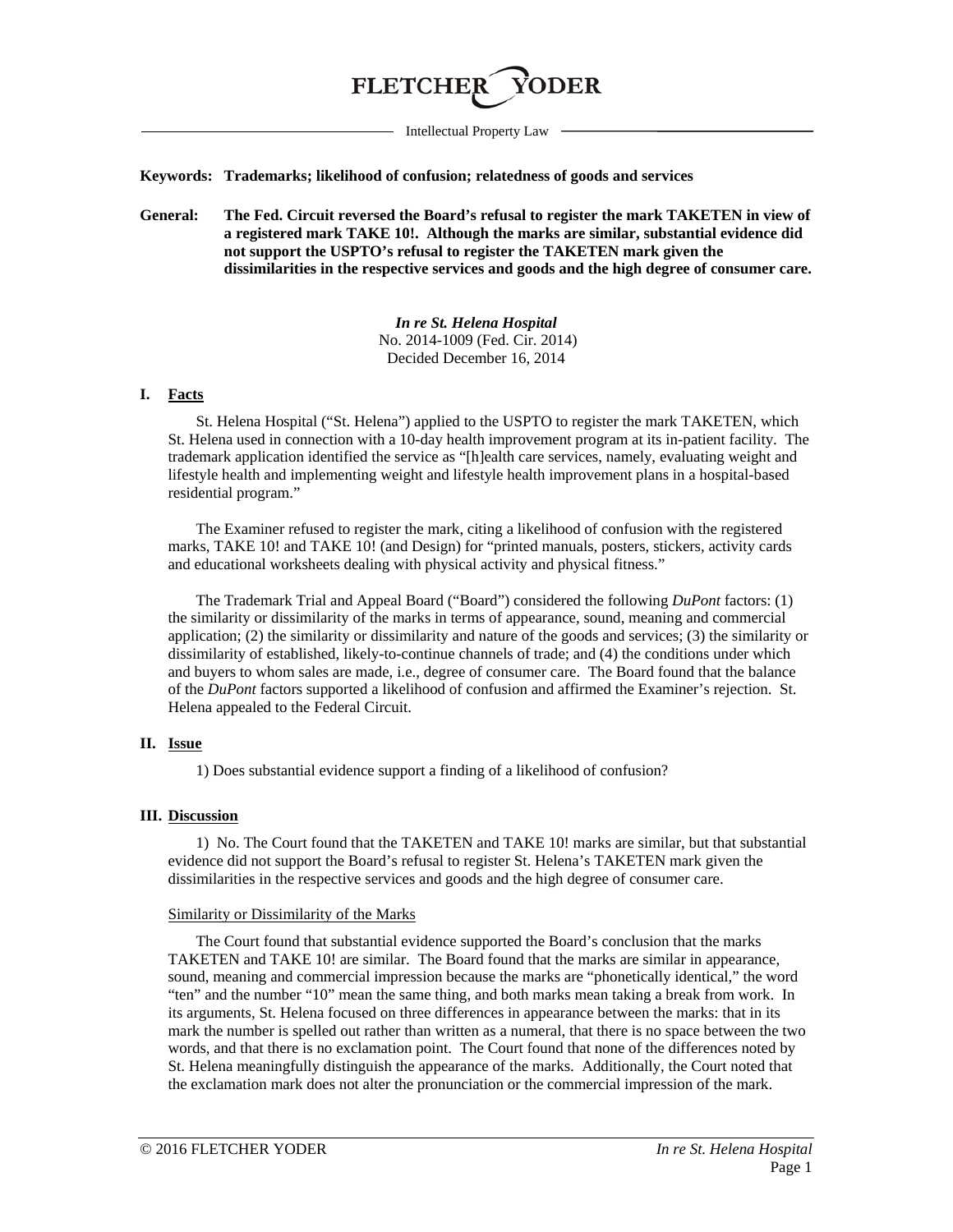# FLETCHER YODER

Intellectual Property Law

**Keywords: Trademarks; likelihood of confusion; relatedness of goods and services**

**General: The Fed. Circuit reversed the Board's refusal to register the mark TAKETEN in view of a registered mark TAKE 10!. Although the marks are similar, substantial evidence did not support the USPTO's refusal to register the TAKETEN mark given the dissimilarities in the respective services and goods and the high degree of consumer care.**

***In re St. Helena Hospital***
No. 2014-1009 (Fed. Cir. 2014)
Decided December 16, 2014

## I. Facts

St. Helena Hospital ("St. Helena") applied to the USPTO to register the mark TAKETEN, which St. Helena used in connection with a 10-day health improvement program at its in-patient facility. The trademark application identified the service as "[h]ealth care services, namely, evaluating weight and lifestyle health and implementing weight and lifestyle health improvement plans in a hospital-based residential program."

The Examiner refused to register the mark, citing a likelihood of confusion with the registered marks, TAKE 10! and TAKE 10! (and Design) for "printed manuals, posters, stickers, activity cards and educational worksheets dealing with physical activity and physical fitness."

The Trademark Trial and Appeal Board ("Board") considered the following *DuPont* factors: (1) the similarity or dissimilarity of the marks in terms of appearance, sound, meaning and commercial application; (2) the similarity or dissimilarity and nature of the goods and services; (3) the similarity or dissimilarity of established, likely-to-continue channels of trade; and (4) the conditions under which and buyers to whom sales are made, i.e., degree of consumer care. The Board found that the balance of the *DuPont* factors supported a likelihood of confusion and affirmed the Examiner's rejection. St. Helena appealed to the Federal Circuit.

## II. Issue

1) Does substantial evidence support a finding of a likelihood of confusion?

## III. Discussion

1) No. The Court found that the TAKETEN and TAKE 10! marks are similar, but that substantial evidence did not support the Board's refusal to register St. Helena's TAKETEN mark given the dissimilarities in the respective services and goods and the high degree of consumer care.

### Similarity or Dissimilarity of the Marks

The Court found that substantial evidence supported the Board's conclusion that the marks TAKETEN and TAKE 10! are similar. The Board found that the marks are similar in appearance, sound, meaning and commercial impression because the marks are "phonetically identical," the word "ten" and the number "10" mean the same thing, and both marks mean taking a break from work. In its arguments, St. Helena focused on three differences in appearance between the marks: that in its mark the number is spelled out rather than written as a numeral, that there is no space between the two words, and that there is no exclamation point. The Court found that none of the differences noted by St. Helena meaningfully distinguish the appearance of the marks. Additionally, the Court noted that the exclamation mark does not alter the pronunciation or the commercial impression of the mark.

© 2016 FLETCHER YODER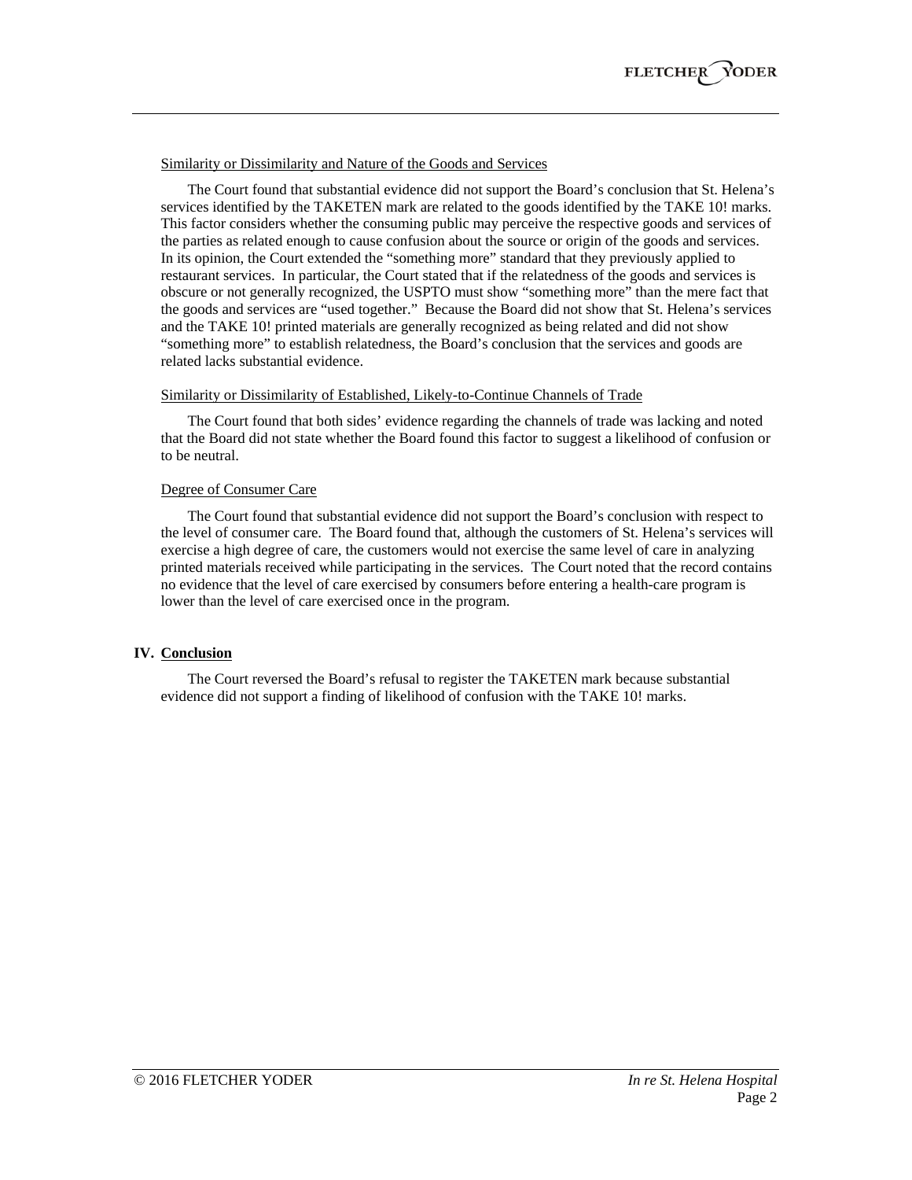Similarity or Dissimilarity and Nature of the Goods and Services

The Court found that substantial evidence did not support the Board's conclusion that St. Helena's services identified by the TAKETEN mark are related to the goods identified by the TAKE 10! marks. This factor considers whether the consuming public may perceive the respective goods and services of the parties as related enough to cause confusion about the source or origin of the goods and services. In its opinion, the Court extended the "something more" standard that they previously applied to restaurant services. In particular, the Court stated that if the relatedness of the goods and services is obscure or not generally recognized, the USPTO must show "something more" than the mere fact that the goods and services are "used together." Because the Board did not show that St. Helena's services and the TAKE 10! printed materials are generally recognized as being related and did not show "something more" to establish relatedness, the Board's conclusion that the services and goods are related lacks substantial evidence.

Similarity or Dissimilarity of Established, Likely-to-Continue Channels of Trade

The Court found that both sides' evidence regarding the channels of trade was lacking and noted that the Board did not state whether the Board found this factor to suggest a likelihood of confusion or to be neutral.

Degree of Consumer Care

The Court found that substantial evidence did not support the Board's conclusion with respect to the level of consumer care. The Board found that, although the customers of St. Helena's services will exercise a high degree of care, the customers would not exercise the same level of care in analyzing printed materials received while participating in the services. The Court noted that the record contains no evidence that the level of care exercised by consumers before entering a health-care program is lower than the level of care exercised once in the program.

## IV. Conclusion

The Court reversed the Board's refusal to register the TAKETEN mark because substantial evidence did not support a finding of likelihood of confusion with the TAKE 10! marks.